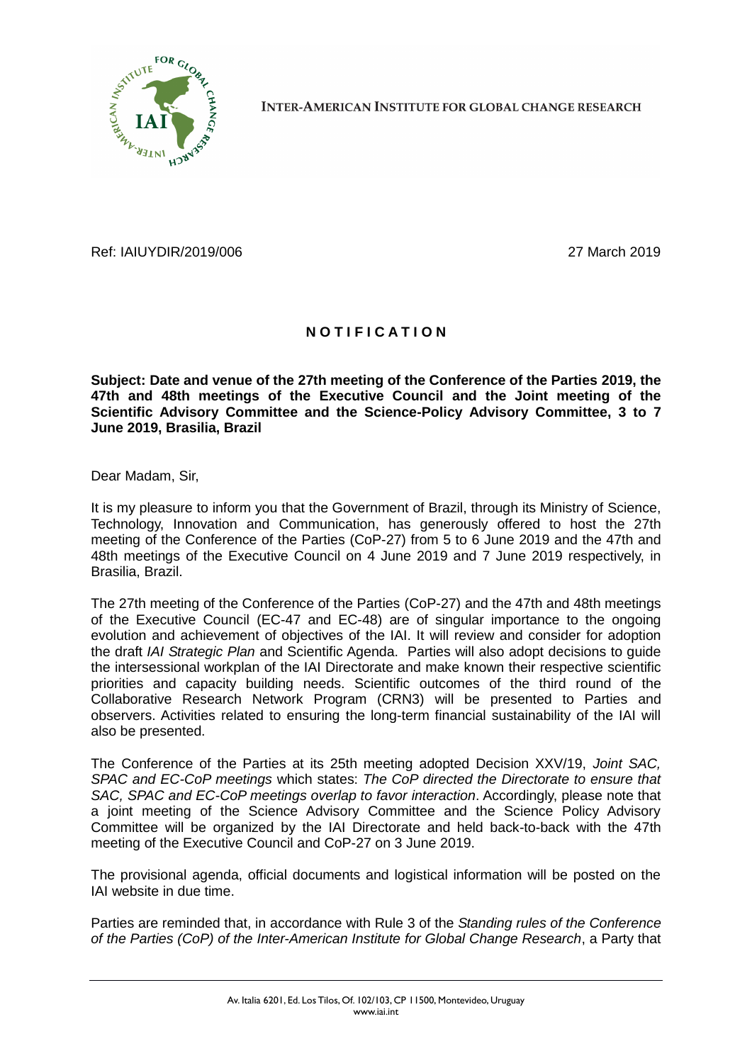INTER-AMERICAN INSTITUTE FOR GLOBAL CHANGE RESEARCH

Ref: IAIUYDIR/2019/006 27 March 2019

**N O T I F I C A T I O N**

**Subject: Date and venue of the 27th meeting of the Conference of the Parties 2019, the 47th and 48th meetings of the Executive Council and the Joint meeting of the Scientific Advisory Committee and the Science-Policy Advisory Committee, 3 to 7 June 2019, Brasilia, Brazil**

Dear Madam, Sir,

It is my pleasure to inform you that the Government of Brazil, through its Ministry of Science, Technology, Innovation and Communication, has generously offered to host the 27th meeting of the Conference of the Parties (CoP-27) from 5 to 6 June 2019 and the 47th and 48th meetings of the Executive Council on 4 June 2019 and 7 June 2019 respectively, in Brasilia, Brazil.

The 27th meeting of the Conference of the Parties (CoP-27) and the 47th and 48th meetings of the Executive Council (EC-47 and EC-48) are of singular importance to the ongoing evolution and achievement of objectives of the IAI. It will review and consider for adoption the draft *IAI Strategic Plan* and Scientific Agenda. Parties will also adopt decisions to guide the intersessional workplan of the IAI Directorate and make known their respective scientific priorities and capacity building needs. Scientific outcomes of the third round of the Collaborative Research Network Program (CRN3) will be presented to Parties and observers. Activities related to ensuring the long-term financial sustainability of the IAI will also be presented.

The Conference of the Parties at its 25th meeting adopted Decision XXV/19, *Joint SAC, SPAC and EC-CoP meetings* which states: *The CoP directed the Directorate to ensure that SAC, SPAC and EC-CoP meetings overlap to favor interaction*. Accordingly, please note that a joint meeting of the Science Advisory Committee and the Science Policy Advisory Committee will be organized by the IAI Directorate and held back-to-back with the 47th meeting of the Executive Council and CoP-27 on 3 June 2019.

The provisional agenda, official documents and logistical information will be posted on the IAI website in due time.

Parties are reminded that, in accordance with Rule 3 of the *Standing rules of the Conference of the Parties (CoP) of the Inter-American Institute for Global Change Research*, a Party that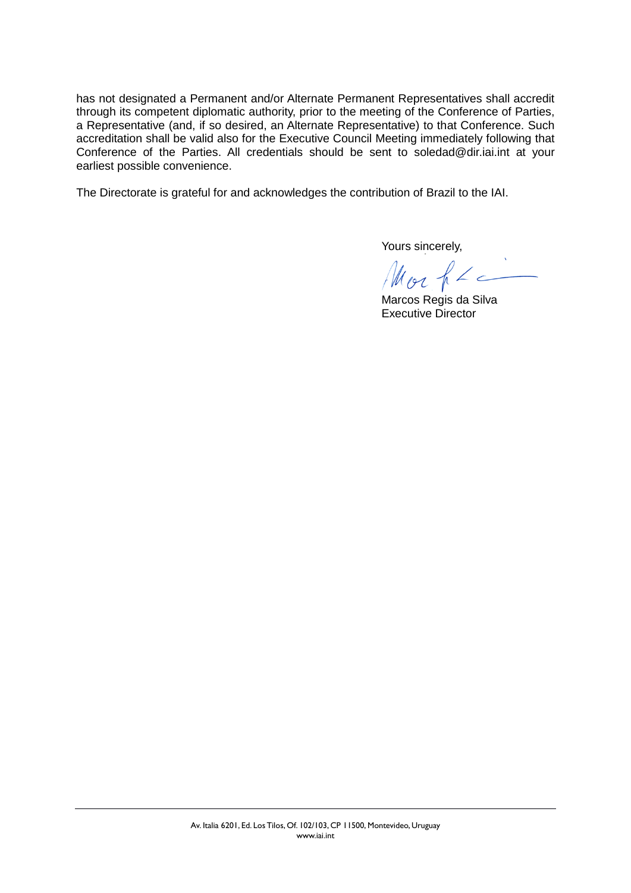has not designated a Permanent and/or Alternate Permanent Representatives shall accredit through its competent diplomatic authority, prior to the meeting of the Conference of Parties, a Representative (and, if so desired, an Alternate Representative) to that Conference. Such accreditation shall be valid also for the Executive Council Meeting immediately following that Conference of the Parties. All credentials should be sent to soledad@dir.iai.int at your earliest possible convenience.

The Directorate is grateful for and acknowledges the contribution of Brazil to the IAI.

Yours sincerely,

Marcos Regis da Silva
Executive Director

Av. Italia 6201, Ed. Los Tilos, Of. 102/103, CP 11500, Montevideo, Uruguay
www.iai.int